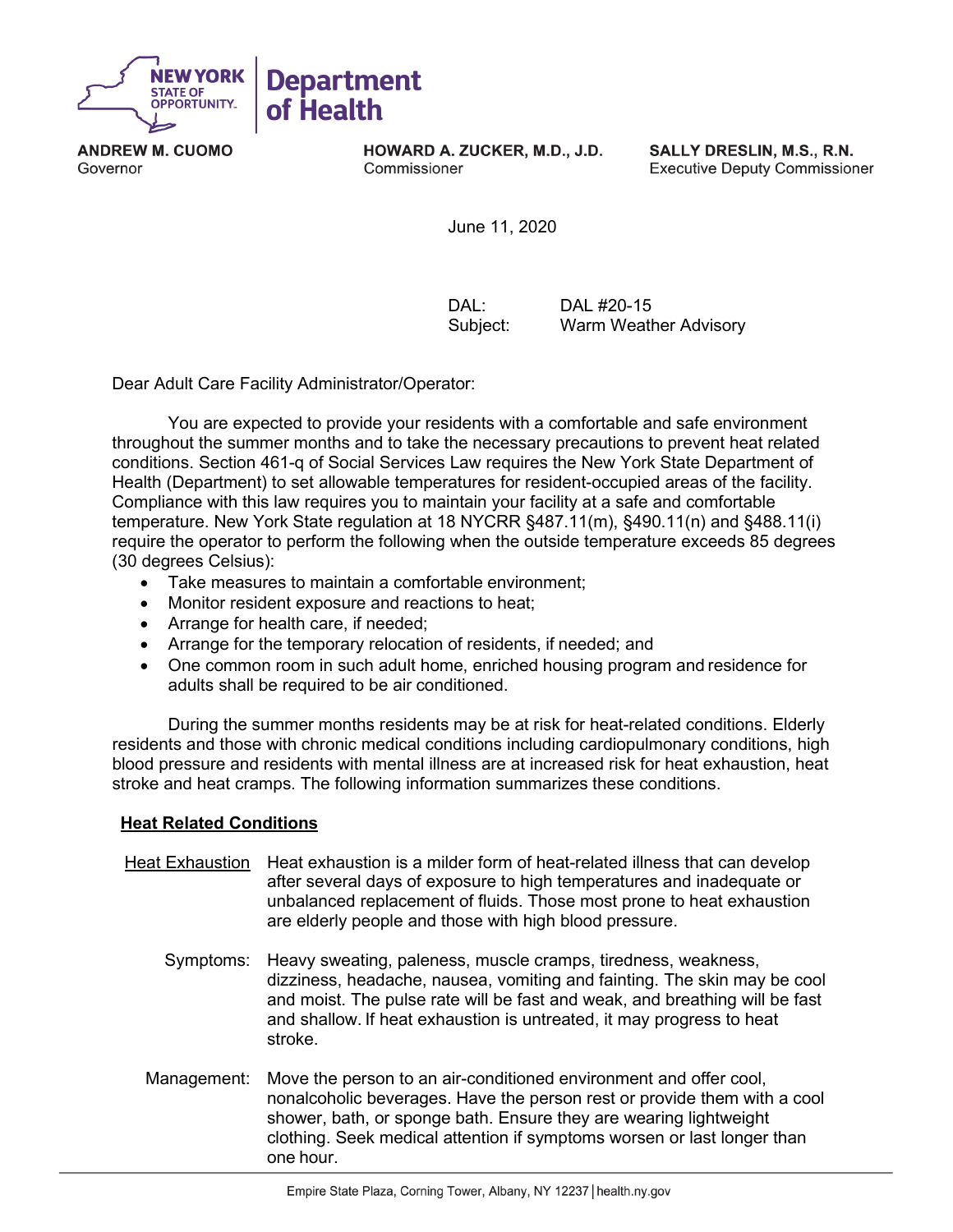**NEW YORK STATE OF OPPORTUNITY. | Department of Health**

**ANDREW M. CUOMO**
Governor

**HOWARD A. ZUCKER, M.D., J.D.**
Commissioner

**SALLY DRESLIN, M.S., R.N.**
Executive Deputy Commissioner

June 11, 2020

DAL: DAL #20-15
Subject: Warm Weather Advisory

Dear Adult Care Facility Administrator/Operator:

You are expected to provide your residents with a comfortable and safe environment throughout the summer months and to take the necessary precautions to prevent heat related conditions. Section 461-q of Social Services Law requires the New York State Department of Health (Department) to set allowable temperatures for resident-occupied areas of the facility. Compliance with this law requires you to maintain your facility at a safe and comfortable temperature. New York State regulation at 18 NYCRR §487.11(m), §490.11(n) and §488.11(i) require the operator to perform the following when the outside temperature exceeds 85 degrees (30 degrees Celsius):

- Take measures to maintain a comfortable environment;
- Monitor resident exposure and reactions to heat;
- Arrange for health care, if needed;
- Arrange for the temporary relocation of residents, if needed; and
- One common room in such adult home, enriched housing program and residence for adults shall be required to be air conditioned.

During the summer months residents may be at risk for heat-related conditions. Elderly residents and those with chronic medical conditions including cardiopulmonary conditions, high blood pressure and residents with mental illness are at increased risk for heat exhaustion, heat stroke and heat cramps. The following information summarizes these conditions.

## Heat Related Conditions

### Heat Exhaustion

Heat exhaustion is a milder form of heat-related illness that can develop after several days of exposure to high temperatures and inadequate or unbalanced replacement of fluids. Those most prone to heat exhaustion are elderly people and those with high blood pressure.

**Symptoms:** Heavy sweating, paleness, muscle cramps, tiredness, weakness, dizziness, headache, nausea, vomiting and fainting. The skin may be cool and moist. The pulse rate will be fast and weak, and breathing will be fast and shallow. If heat exhaustion is untreated, it may progress to heat stroke.

**Management:** Move the person to an air-conditioned environment and offer cool, nonalcoholic beverages. Have the person rest or provide them with a cool shower, bath, or sponge bath. Ensure they are wearing lightweight clothing. Seek medical attention if symptoms worsen or last longer than one hour.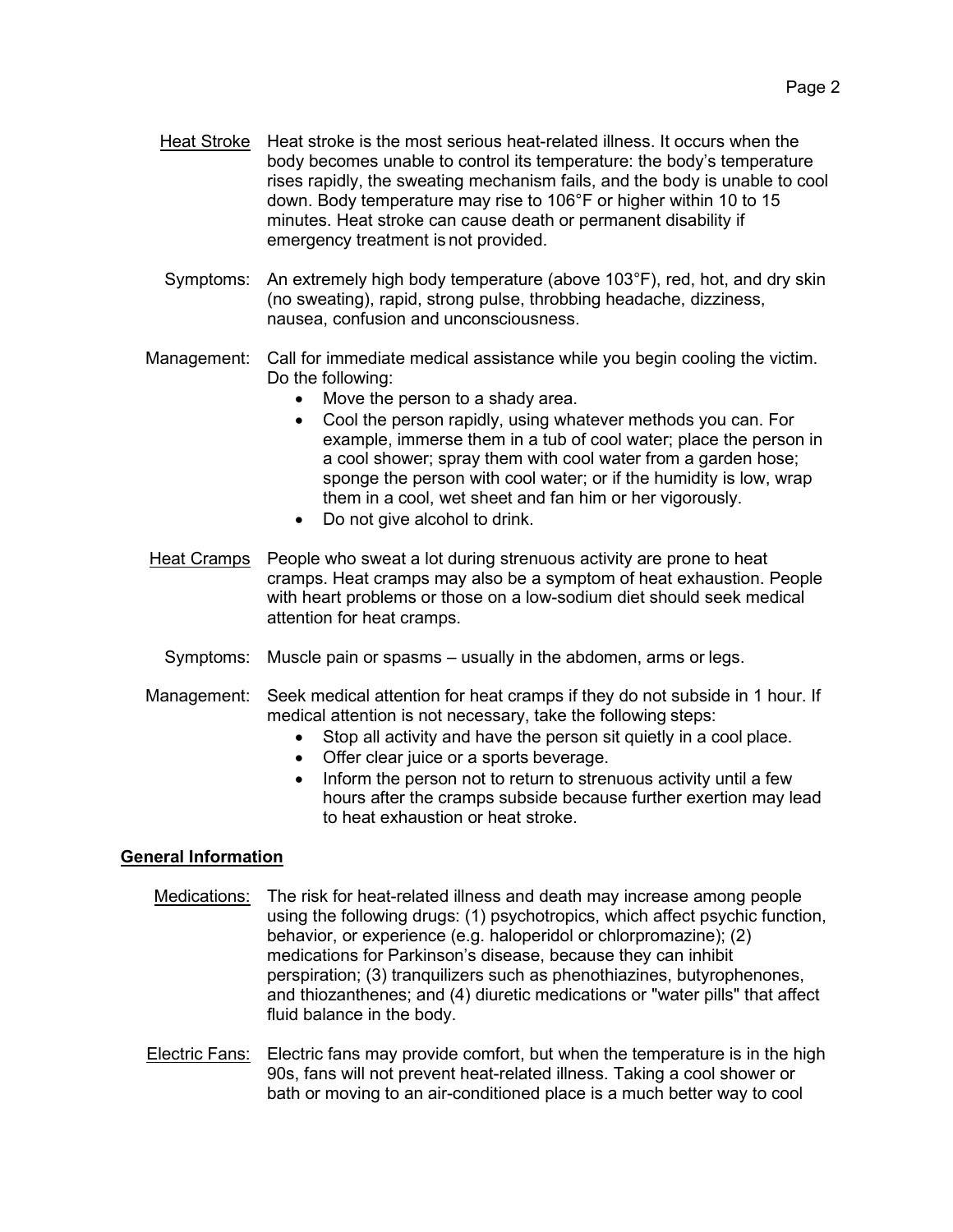<u>Heat Stroke</u> Heat stroke is the most serious heat-related illness. It occurs when the body becomes unable to control its temperature: the body's temperature rises rapidly, the sweating mechanism fails, and the body is unable to cool down. Body temperature may rise to 106°F or higher within 10 to 15 minutes. Heat stroke can cause death or permanent disability if emergency treatment is not provided.

Symptoms: An extremely high body temperature (above 103°F), red, hot, and dry skin (no sweating), rapid, strong pulse, throbbing headache, dizziness, nausea, confusion and unconsciousness.

Management: Call for immediate medical assistance while you begin cooling the victim. Do the following:

- Move the person to a shady area.
- Cool the person rapidly, using whatever methods you can. For example, immerse them in a tub of cool water; place the person in a cool shower; spray them with cool water from a garden hose; sponge the person with cool water; or if the humidity is low, wrap them in a cool, wet sheet and fan him or her vigorously.
- Do not give alcohol to drink.

<u>Heat Cramps</u> People who sweat a lot during strenuous activity are prone to heat cramps. Heat cramps may also be a symptom of heat exhaustion. People with heart problems or those on a low-sodium diet should seek medical attention for heat cramps.

Symptoms: Muscle pain or spasms – usually in the abdomen, arms or legs.

Management: Seek medical attention for heat cramps if they do not subside in 1 hour. If medical attention is not necessary, take the following steps:

- Stop all activity and have the person sit quietly in a cool place.
- Offer clear juice or a sports beverage.
- Inform the person not to return to strenuous activity until a few hours after the cramps subside because further exertion may lead to heat exhaustion or heat stroke.

## General Information

<u>Medications:</u> The risk for heat-related illness and death may increase among people using the following drugs: (1) psychotropics, which affect psychic function, behavior, or experience (e.g. haloperidol or chlorpromazine); (2) medications for Parkinson's disease, because they can inhibit perspiration; (3) tranquilizers such as phenothiazines, butyrophenones, and thiozanthenes; and (4) diuretic medications or "water pills" that affect fluid balance in the body.

<u>Electric Fans:</u> Electric fans may provide comfort, but when the temperature is in the high 90s, fans will not prevent heat-related illness. Taking a cool shower or bath or moving to an air-conditioned place is a much better way to cool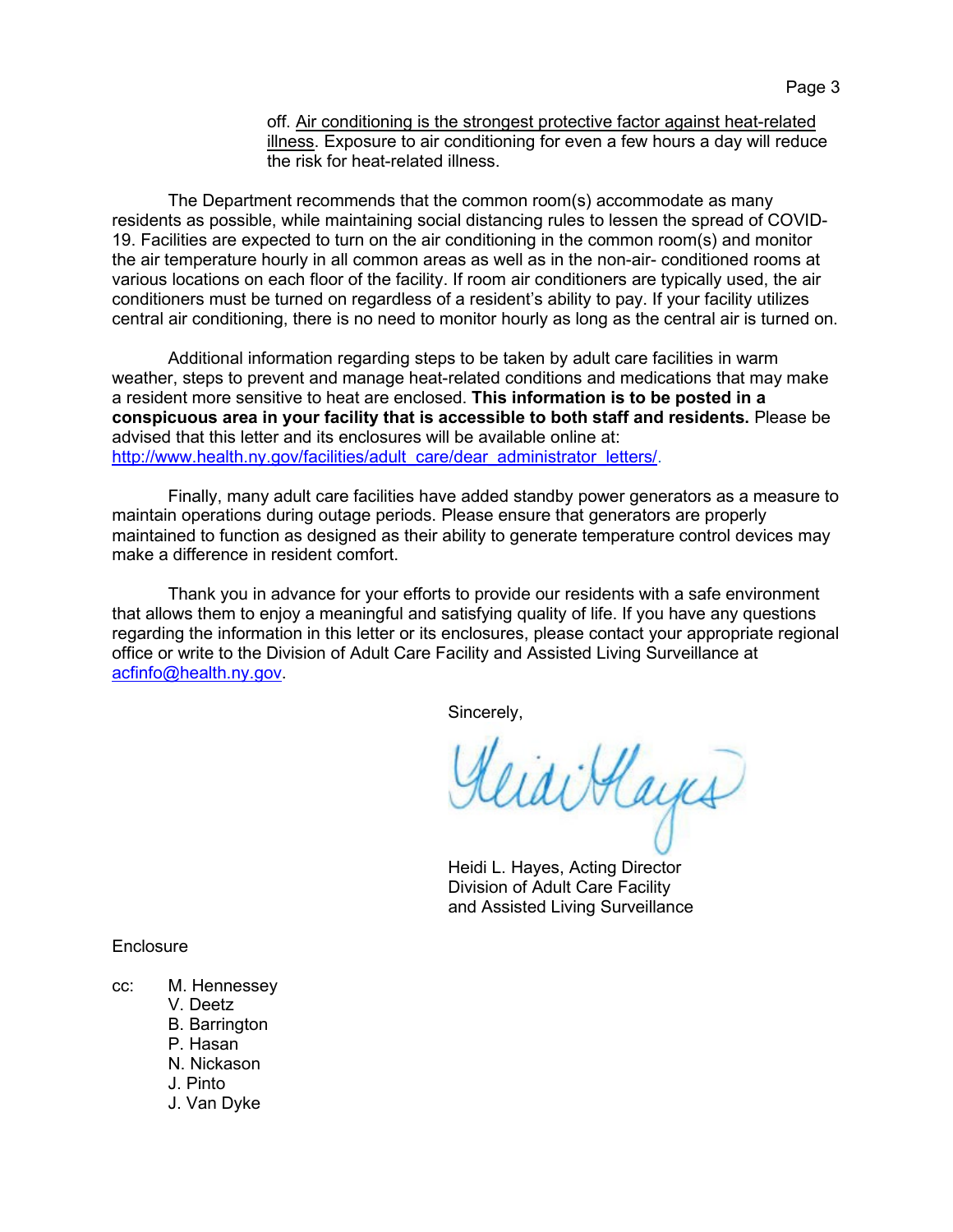off. Air conditioning is the strongest protective factor against heat-related illness. Exposure to air conditioning for even a few hours a day will reduce the risk for heat-related illness.

The Department recommends that the common room(s) accommodate as many residents as possible, while maintaining social distancing rules to lessen the spread of COVID-19. Facilities are expected to turn on the air conditioning in the common room(s) and monitor the air temperature hourly in all common areas as well as in the non-air- conditioned rooms at various locations on each floor of the facility. If room air conditioners are typically used, the air conditioners must be turned on regardless of a resident's ability to pay. If your facility utilizes central air conditioning, there is no need to monitor hourly as long as the central air is turned on.

Additional information regarding steps to be taken by adult care facilities in warm weather, steps to prevent and manage heat-related conditions and medications that may make a resident more sensitive to heat are enclosed. **This information is to be posted in a conspicuous area in your facility that is accessible to both staff and residents.** Please be advised that this letter and its enclosures will be available online at: http://www.health.ny.gov/facilities/adult_care/dear_administrator_letters/.

Finally, many adult care facilities have added standby power generators as a measure to maintain operations during outage periods. Please ensure that generators are properly maintained to function as designed as their ability to generate temperature control devices may make a difference in resident comfort.

Thank you in advance for your efforts to provide our residents with a safe environment that allows them to enjoy a meaningful and satisfying quality of life. If you have any questions regarding the information in this letter or its enclosures, please contact your appropriate regional office or write to the Division of Adult Care Facility and Assisted Living Surveillance at acfinfo@health.ny.gov.

Sincerely,

Heidi L. Hayes, Acting Director
Division of Adult Care Facility
and Assisted Living Surveillance

Enclosure

cc: M. Hennessey
V. Deetz
B. Barrington
P. Hasan
N. Nickason
J. Pinto
J. Van Dyke